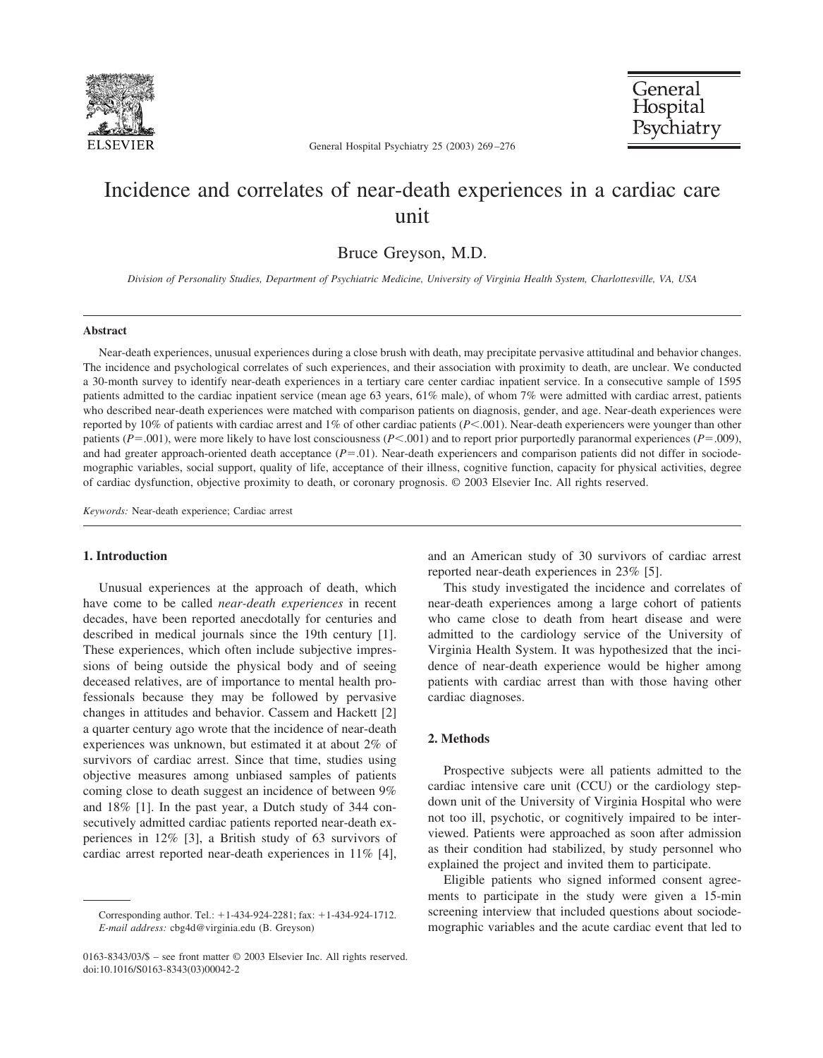# Incidence and correlates of near-death experiences in a cardiac care unit

Bruce Greyson, M.D.

*Division of Personality Studies, Department of Psychiatric Medicine, University of Virginia Health System, Charlottesville, VA, USA*

## Abstract

Near-death experiences, unusual experiences during a close brush with death, may precipitate pervasive attitudinal and behavior changes. The incidence and psychological correlates of such experiences, and their association with proximity to death, are unclear. We conducted a 30-month survey to identify near-death experiences in a tertiary care center cardiac inpatient service. In a consecutive sample of 1595 patients admitted to the cardiac inpatient service (mean age 63 years, 61% male), of whom 7% were admitted with cardiac arrest, patients who described near-death experiences were matched with comparison patients on diagnosis, gender, and age. Near-death experiences were reported by 10% of patients with cardiac arrest and 1% of other cardiac patients ($P<.001$). Near-death experiencers were younger than other patients ($P=.001$), were more likely to have lost consciousness ($P<.001$) and to report prior purportedly paranormal experiences ($P=.009$), and had greater approach-oriented death acceptance ($P=.01$). Near-death experiencers and comparison patients did not differ in sociodemographic variables, social support, quality of life, acceptance of their illness, cognitive function, capacity for physical activities, degree of cardiac dysfunction, objective proximity to death, or coronary prognosis. © 2003 Elsevier Inc. All rights reserved.

*Keywords:* Near-death experience; Cardiac arrest

## 1. Introduction

Unusual experiences at the approach of death, which have come to be called *near-death experiences* in recent decades, have been reported anecdotally for centuries and described in medical journals since the 19th century [1]. These experiences, which often include subjective impressions of being outside the physical body and of seeing deceased relatives, are of importance to mental health professionals because they may be followed by pervasive changes in attitudes and behavior. Cassem and Hackett [2] a quarter century ago wrote that the incidence of near-death experiences was unknown, but estimated it at about 2% of survivors of cardiac arrest. Since that time, studies using objective measures among unbiased samples of patients coming close to death suggest an incidence of between 9% and 18% [1]. In the past year, a Dutch study of 344 consecutively admitted cardiac patients reported near-death experiences in 12% [3], a British study of 63 survivors of cardiac arrest reported near-death experiences in 11% [4], and an American study of 30 survivors of cardiac arrest reported near-death experiences in 23% [5].

This study investigated the incidence and correlates of near-death experiences among a large cohort of patients who came close to death from heart disease and were admitted to the cardiology service of the University of Virginia Health System. It was hypothesized that the incidence of near-death experience would be higher among patients with cardiac arrest than with those having other cardiac diagnoses.

## 2. Methods

Prospective subjects were all patients admitted to the cardiac intensive care unit (CCU) or the cardiology stepdown unit of the University of Virginia Hospital who were not too ill, psychotic, or cognitively impaired to be interviewed. Patients were approached as soon after admission as their condition had stabilized, by study personnel who explained the project and invited them to participate.

Eligible patients who signed informed consent agreements to participate in the study were given a 15-min screening interview that included questions about sociodemographic variables and the acute cardiac event that led to

Corresponding author. Tel.: +1-434-924-2281; fax: +1-434-924-1712. *E-mail address:* cbg4d@virginia.edu (B. Greyson)

0163-8343/03/$ – see front matter © 2003 Elsevier Inc. All rights reserved.
doi:10.1016/S0163-8343(03)00042-2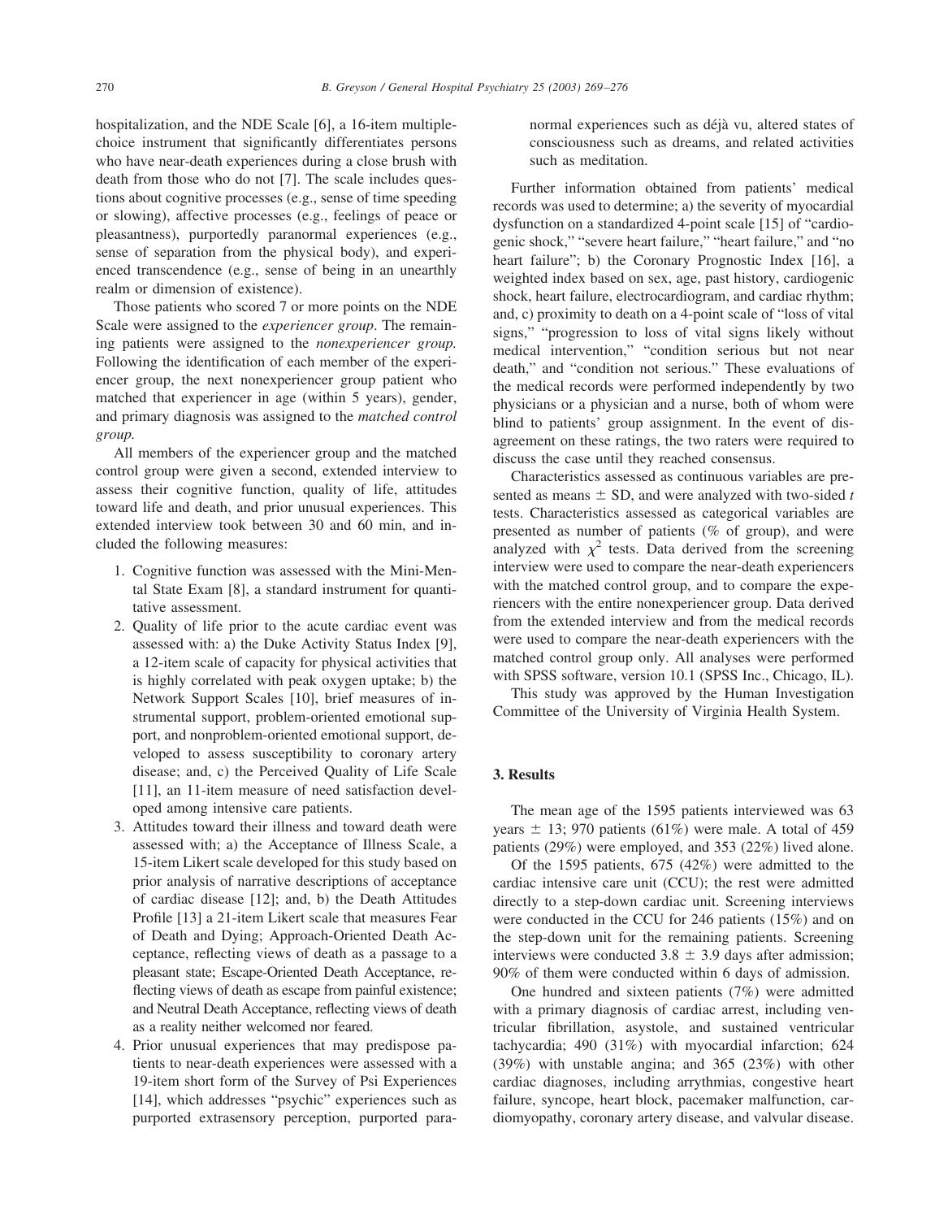hospitalization, and the NDE Scale [6], a 16-item multiple-choice instrument that significantly differentiates persons who have near-death experiences during a close brush with death from those who do not [7]. The scale includes questions about cognitive processes (e.g., sense of time speeding or slowing), affective processes (e.g., feelings of peace or pleasantness), purportedly paranormal experiences (e.g., sense of separation from the physical body), and experienced transcendence (e.g., sense of being in an unearthly realm or dimension of existence).

Those patients who scored 7 or more points on the NDE Scale were assigned to the *experiencer group*. The remaining patients were assigned to the *nonexperiencer group.* Following the identification of each member of the experiencer group, the next nonexperiencer group patient who matched that experiencer in age (within 5 years), gender, and primary diagnosis was assigned to the *matched control group.*

All members of the experiencer group and the matched control group were given a second, extended interview to assess their cognitive function, quality of life, attitudes toward life and death, and prior unusual experiences. This extended interview took between 30 and 60 min, and included the following measures:

1. Cognitive function was assessed with the Mini-Mental State Exam [8], a standard instrument for quantitative assessment.
2. Quality of life prior to the acute cardiac event was assessed with: a) the Duke Activity Status Index [9], a 12-item scale of capacity for physical activities that is highly correlated with peak oxygen uptake; b) the Network Support Scales [10], brief measures of instrumental support, problem-oriented emotional support, and nonproblem-oriented emotional support, developed to assess susceptibility to coronary artery disease; and, c) the Perceived Quality of Life Scale [11], an 11-item measure of need satisfaction developed among intensive care patients.
3. Attitudes toward their illness and toward death were assessed with; a) the Acceptance of Illness Scale, a 15-item Likert scale developed for this study based on prior analysis of narrative descriptions of acceptance of cardiac disease [12]; and, b) the Death Attitudes Profile [13] a 21-item Likert scale that measures Fear of Death and Dying; Approach-Oriented Death Acceptance, reflecting views of death as a passage to a pleasant state; Escape-Oriented Death Acceptance, reflecting views of death as escape from painful existence; and Neutral Death Acceptance, reflecting views of death as a reality neither welcomed nor feared.
4. Prior unusual experiences that may predispose patients to near-death experiences were assessed with a 19-item short form of the Survey of Psi Experiences [14], which addresses "psychic" experiences such as purported extrasensory perception, purported paranormal experiences such as déjà vu, altered states of consciousness such as dreams, and related activities such as meditation.

Further information obtained from patients' medical records was used to determine; a) the severity of myocardial dysfunction on a standardized 4-point scale [15] of "cardiogenic shock," "severe heart failure," "heart failure," and "no heart failure"; b) the Coronary Prognostic Index [16], a weighted index based on sex, age, past history, cardiogenic shock, heart failure, electrocardiogram, and cardiac rhythm; and, c) proximity to death on a 4-point scale of "loss of vital signs," "progression to loss of vital signs likely without medical intervention," "condition serious but not near death," and "condition not serious." These evaluations of the medical records were performed independently by two physicians or a physician and a nurse, both of whom were blind to patients' group assignment. In the event of disagreement on these ratings, the two raters were required to discuss the case until they reached consensus.

Characteristics assessed as continuous variables are presented as means ± SD, and were analyzed with two-sided $t$ tests. Characteristics assessed as categorical variables are presented as number of patients (% of group), and were analyzed with $\chi^2$ tests. Data derived from the screening interview were used to compare the near-death experiencers with the matched control group, and to compare the experiencers with the entire nonexperiencer group. Data derived from the extended interview and from the medical records were used to compare the near-death experiencers with the matched control group only. All analyses were performed with SPSS software, version 10.1 (SPSS Inc., Chicago, IL).

This study was approved by the Human Investigation Committee of the University of Virginia Health System.

## 3. Results

The mean age of the 1595 patients interviewed was 63 years ± 13; 970 patients (61%) were male. A total of 459 patients (29%) were employed, and 353 (22%) lived alone.

Of the 1595 patients, 675 (42%) were admitted to the cardiac intensive care unit (CCU); the rest were admitted directly to a step-down cardiac unit. Screening interviews were conducted in the CCU for 246 patients (15%) and on the step-down unit for the remaining patients. Screening interviews were conducted 3.8 ± 3.9 days after admission; 90% of them were conducted within 6 days of admission.

One hundred and sixteen patients (7%) were admitted with a primary diagnosis of cardiac arrest, including ventricular fibrillation, asystole, and sustained ventricular tachycardia; 490 (31%) with myocardial infarction; 624 (39%) with unstable angina; and 365 (23%) with other cardiac diagnoses, including arrythmias, congestive heart failure, syncope, heart block, pacemaker malfunction, cardiomyopathy, coronary artery disease, and valvular disease.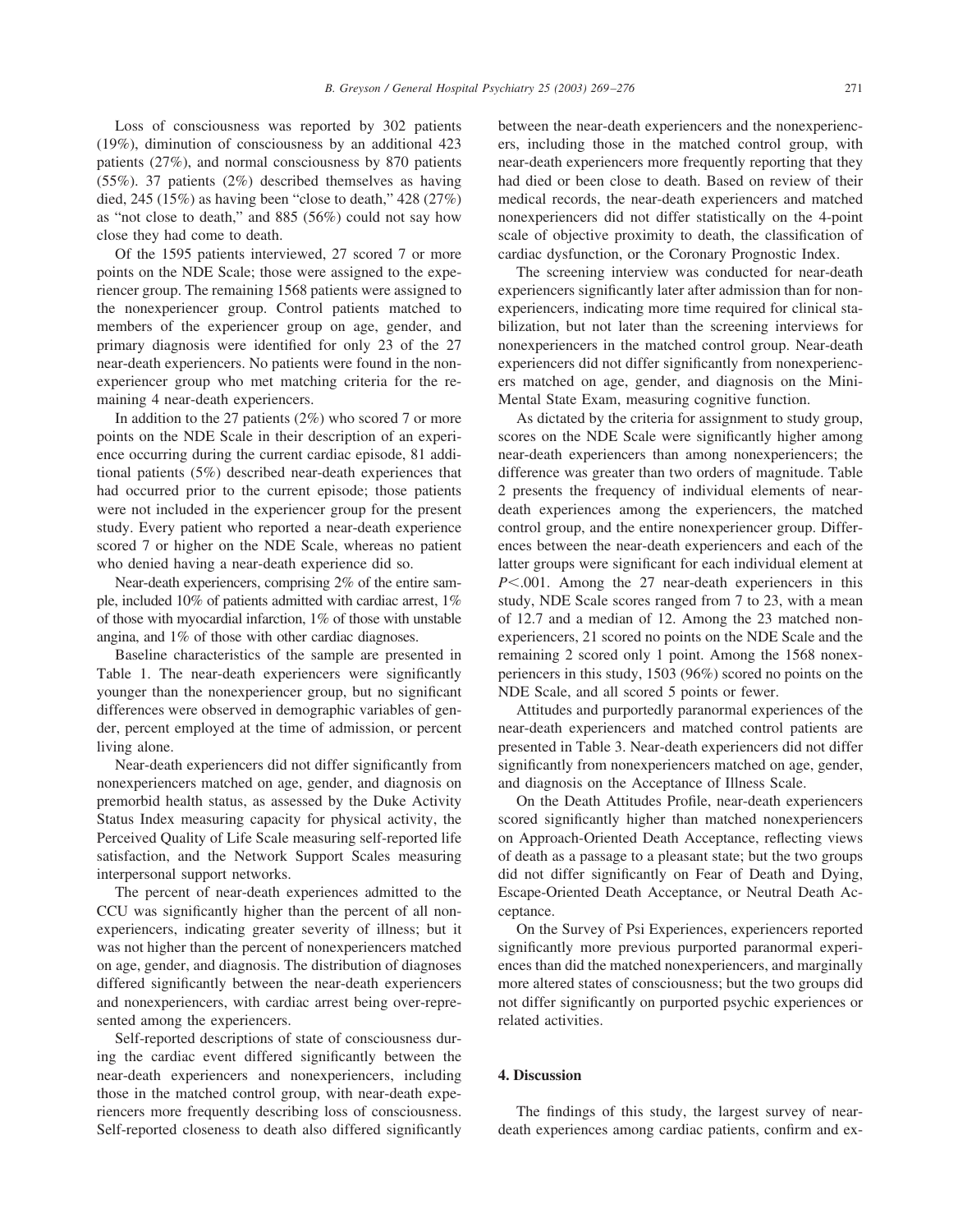Loss of consciousness was reported by 302 patients (19%), diminution of consciousness by an additional 423 patients (27%), and normal consciousness by 870 patients (55%). 37 patients (2%) described themselves as having died, 245 (15%) as having been "close to death," 428 (27%) as "not close to death," and 885 (56%) could not say how close they had come to death.

Of the 1595 patients interviewed, 27 scored 7 or more points on the NDE Scale; those were assigned to the experiencer group. The remaining 1568 patients were assigned to the nonexperiencer group. Control patients matched to members of the experiencer group on age, gender, and primary diagnosis were identified for only 23 of the 27 near-death experiencers. No patients were found in the nonexperiencer group who met matching criteria for the remaining 4 near-death experiencers.

In addition to the 27 patients (2%) who scored 7 or more points on the NDE Scale in their description of an experience occurring during the current cardiac episode, 81 additional patients (5%) described near-death experiences that had occurred prior to the current episode; those patients were not included in the experiencer group for the present study. Every patient who reported a near-death experience scored 7 or higher on the NDE Scale, whereas no patient who denied having a near-death experience did so.

Near-death experiencers, comprising 2% of the entire sample, included 10% of patients admitted with cardiac arrest, 1% of those with myocardial infarction, 1% of those with unstable angina, and 1% of those with other cardiac diagnoses.

Baseline characteristics of the sample are presented in Table 1. The near-death experiencers were significantly younger than the nonexperiencer group, but no significant differences were observed in demographic variables of gender, percent employed at the time of admission, or percent living alone.

Near-death experiencers did not differ significantly from nonexperiencers matched on age, gender, and diagnosis on premorbid health status, as assessed by the Duke Activity Status Index measuring capacity for physical activity, the Perceived Quality of Life Scale measuring self-reported life satisfaction, and the Network Support Scales measuring interpersonal support networks.

The percent of near-death experiences admitted to the CCU was significantly higher than the percent of all nonexperiencers, indicating greater severity of illness; but it was not higher than the percent of nonexperiencers matched on age, gender, and diagnosis. The distribution of diagnoses differed significantly between the near-death experiencers and nonexperiencers, with cardiac arrest being over-represented among the experiencers.

Self-reported descriptions of state of consciousness during the cardiac event differed significantly between the near-death experiencers and nonexperiencers, including those in the matched control group, with near-death experiencers more frequently describing loss of consciousness. Self-reported closeness to death also differed significantly between the near-death experiencers and the nonexperiencers, including those in the matched control group, with near-death experiencers more frequently reporting that they had died or been close to death. Based on review of their medical records, the near-death experiencers and matched nonexperiencers did not differ statistically on the 4-point scale of objective proximity to death, the classification of cardiac dysfunction, or the Coronary Prognostic Index.

The screening interview was conducted for near-death experiencers significantly later after admission than for nonexperiencers, indicating more time required for clinical stabilization, but not later than the screening interviews for nonexperiencers in the matched control group. Near-death experiencers did not differ significantly from nonexperiencers matched on age, gender, and diagnosis on the Mini-Mental State Exam, measuring cognitive function.

As dictated by the criteria for assignment to study group, scores on the NDE Scale were significantly higher among near-death experiencers than among nonexperiencers; the difference was greater than two orders of magnitude. Table 2 presents the frequency of individual elements of near-death experiences among the experiencers, the matched control group, and the entire nonexperiencer group. Differences between the near-death experiencers and each of the latter groups were significant for each individual element at $P < .001$. Among the 27 near-death experiencers in this study, NDE Scale scores ranged from 7 to 23, with a mean of 12.7 and a median of 12. Among the 23 matched nonexperiencers, 21 scored no points on the NDE Scale and the remaining 2 scored only 1 point. Among the 1568 nonexperiencers in this study, 1503 (96%) scored no points on the NDE Scale, and all scored 5 points or fewer.

Attitudes and purportedly paranormal experiences of the near-death experiencers and matched control patients are presented in Table 3. Near-death experiencers did not differ significantly from nonexperiencers matched on age, gender, and diagnosis on the Acceptance of Illness Scale.

On the Death Attitudes Profile, near-death experiencers scored significantly higher than matched nonexperiencers on Approach-Oriented Death Acceptance, reflecting views of death as a passage to a pleasant state; but the two groups did not differ significantly on Fear of Death and Dying, Escape-Oriented Death Acceptance, or Neutral Death Acceptance.

On the Survey of Psi Experiences, experiencers reported significantly more previous purported paranormal experiences than did the matched nonexperiencers, and marginally more altered states of consciousness; but the two groups did not differ significantly on purported psychic experiences or related activities.

## 4. Discussion

The findings of this study, the largest survey of near-death experiences among cardiac patients, confirm and ex-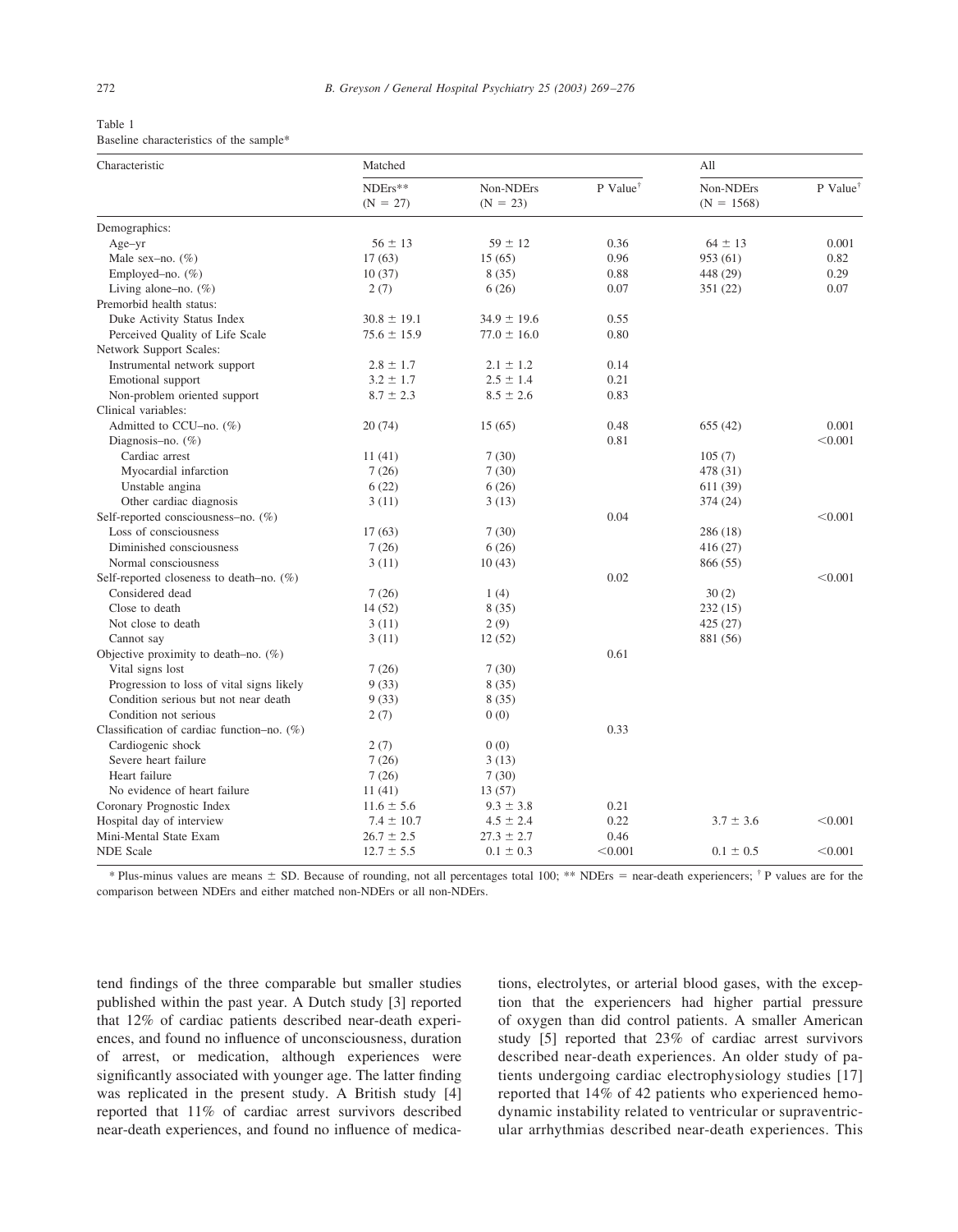Table 1
Baseline characteristics of the sample*

| Characteristic | Matched | | | All | |
|---|---|---|---|---|---|
| | NDErs** (N = 27) | Non-NDErs (N = 23) | P Value† | Non-NDErs (N = 1568) | P Value† |
| Demographics: | | | | | |
| Age–yr | 56 ± 13 | 59 ± 12 | 0.36 | 64 ± 13 | 0.001 |
| Male sex–no. (%) | 17 (63) | 15 (65) | 0.96 | 953 (61) | 0.82 |
| Employed–no. (%) | 10 (37) | 8 (35) | 0.88 | 448 (29) | 0.29 |
| Living alone–no. (%) | 2 (7) | 6 (26) | 0.07 | 351 (22) | 0.07 |
| Premorbid health status: | | | | | |
| Duke Activity Status Index | 30.8 ± 19.1 | 34.9 ± 19.6 | 0.55 | | |
| Perceived Quality of Life Scale | 75.6 ± 15.9 | 77.0 ± 16.0 | 0.80 | | |
| Network Support Scales: | | | | | |
| Instrumental network support | 2.8 ± 1.7 | 2.1 ± 1.2 | 0.14 | | |
| Emotional support | 3.2 ± 1.7 | 2.5 ± 1.4 | 0.21 | | |
| Non-problem oriented support | 8.7 ± 2.3 | 8.5 ± 2.6 | 0.83 | | |
| Clinical variables: | | | | | |
| Admitted to CCU–no. (%) | 20 (74) | 15 (65) | 0.48 | 655 (42) | 0.001 |
| Diagnosis–no. (%) | | | 0.81 | | <0.001 |
| Cardiac arrest | 11 (41) | 7 (30) | | 105 (7) | |
| Myocardial infarction | 7 (26) | 7 (30) | | 478 (31) | |
| Unstable angina | 6 (22) | 6 (26) | | 611 (39) | |
| Other cardiac diagnosis | 3 (11) | 3 (13) | | 374 (24) | |
| Self-reported consciousness–no. (%) | | | 0.04 | | <0.001 |
| Loss of consciousness | 17 (63) | 7 (30) | | 286 (18) | |
| Diminished consciousness | 7 (26) | 6 (26) | | 416 (27) | |
| Normal consciousness | 3 (11) | 10 (43) | | 866 (55) | |
| Self-reported closeness to death–no. (%) | | | 0.02 | | <0.001 |
| Considered dead | 7 (26) | 1 (4) | | 30 (2) | |
| Close to death | 14 (52) | 8 (35) | | 232 (15) | |
| Not close to death | 3 (11) | 2 (9) | | 425 (27) | |
| Cannot say | 3 (11) | 12 (52) | | 881 (56) | |
| Objective proximity to death–no. (%) | | | 0.61 | | |
| Vital signs lost | 7 (26) | 7 (30) | | | |
| Progression to loss of vital signs likely | 9 (33) | 8 (35) | | | |
| Condition serious but not near death | 9 (33) | 8 (35) | | | |
| Condition not serious | 2 (7) | 0 (0) | | | |
| Classification of cardiac function–no. (%) | | | 0.33 | | |
| Cardiogenic shock | 2 (7) | 0 (0) | | | |
| Severe heart failure | 7 (26) | 3 (13) | | | |
| Heart failure | 7 (26) | 7 (30) | | | |
| No evidence of heart failure | 11 (41) | 13 (57) | | | |
| Coronary Prognostic Index | 11.6 ± 5.6 | 9.3 ± 3.8 | 0.21 | | |
| Hospital day of interview | 7.4 ± 10.7 | 4.5 ± 2.4 | 0.22 | 3.7 ± 3.6 | <0.001 |
| Mini-Mental State Exam | 26.7 ± 2.5 | 27.3 ± 2.7 | 0.46 | | |
| NDE Scale | 12.7 ± 5.5 | 0.1 ± 0.3 | <0.001 | 0.1 ± 0.5 | <0.001 |

* Plus-minus values are means ± SD. Because of rounding, not all percentages total 100; ** NDErs = near-death experiencers; † P values are for the comparison between NDErs and either matched non-NDErs or all non-NDErs.

tend findings of the three comparable but smaller studies published within the past year. A Dutch study [3] reported that 12% of cardiac patients described near-death experiences, and found no influence of unconsciousness, duration of arrest, or medication, although experiences were significantly associated with younger age. The latter finding was replicated in the present study. A British study [4] reported that 11% of cardiac arrest survivors described near-death experiences, and found no influence of medications, electrolytes, or arterial blood gases, with the exception that the experiencers had higher partial pressure of oxygen than did control patients. A smaller American study [5] reported that 23% of cardiac arrest survivors described near-death experiences. An older study of patients undergoing cardiac electrophysiology studies [17] reported that 14% of 42 patients who experienced hemodynamic instability related to ventricular or supraventricular arrhythmias described near-death experiences. This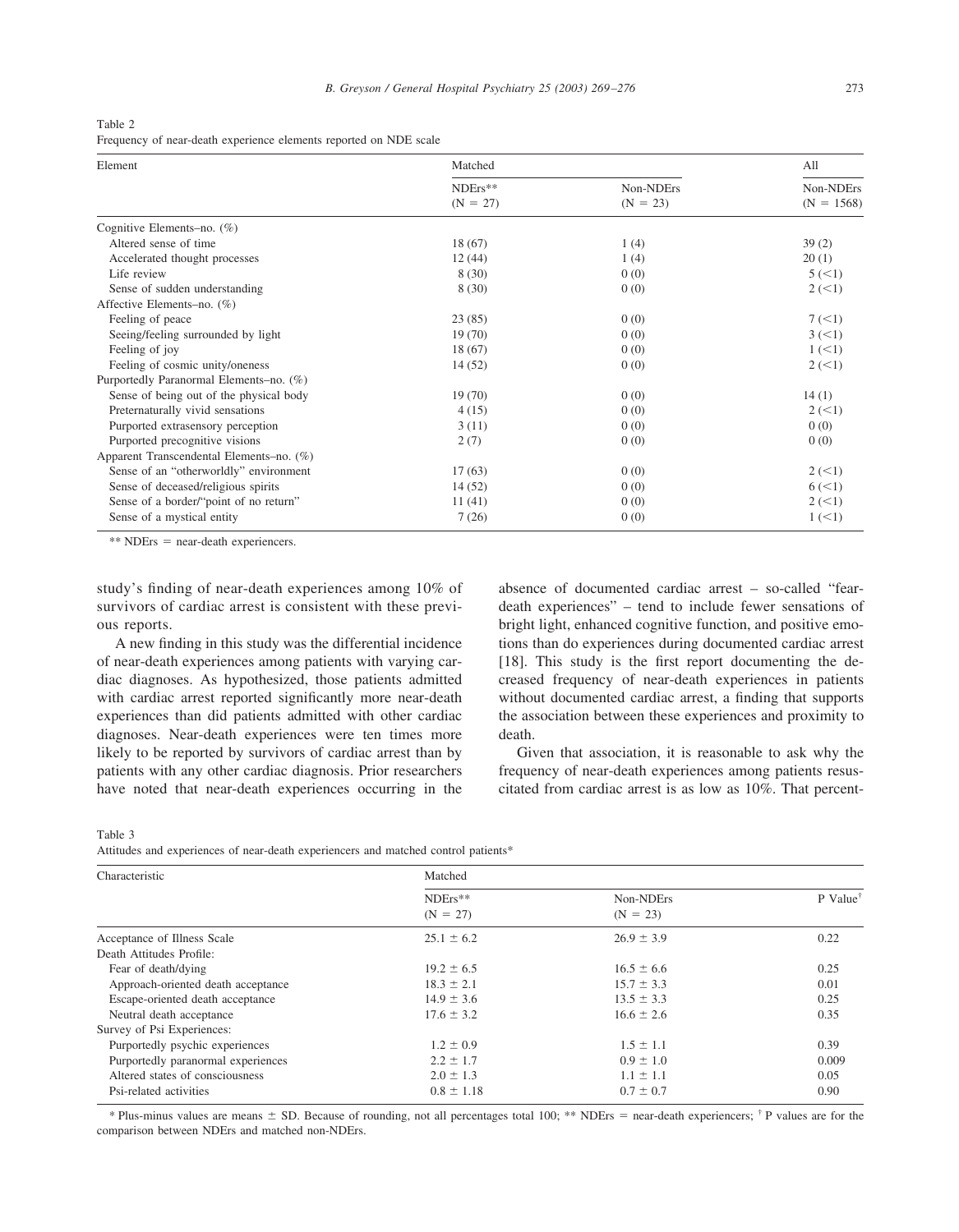Table 2
Frequency of near-death experience elements reported on NDE scale

| Element | Matched | | All |
|---|---|---|---|
| | NDErs** (N = 27) | Non-NDErs (N = 23) | Non-NDErs (N = 1568) |
| Cognitive Elements–no. (%) | | | |
| Altered sense of time | 18 (67) | 1 (4) | 39 (2) |
| Accelerated thought processes | 12 (44) | 1 (4) | 20 (1) |
| Life review | 8 (30) | 0 (0) | 5 (<1) |
| Sense of sudden understanding | 8 (30) | 0 (0) | 2 (<1) |
| Affective Elements–no. (%) | | | |
| Feeling of peace | 23 (85) | 0 (0) | 7 (<1) |
| Seeing/feeling surrounded by light | 19 (70) | 0 (0) | 3 (<1) |
| Feeling of joy | 18 (67) | 0 (0) | 1 (<1) |
| Feeling of cosmic unity/oneness | 14 (52) | 0 (0) | 2 (<1) |
| Purportedly Paranormal Elements–no. (%) | | | |
| Sense of being out of the physical body | 19 (70) | 0 (0) | 14 (1) |
| Preternaturally vivid sensations | 4 (15) | 0 (0) | 2 (<1) |
| Purported extrasensory perception | 3 (11) | 0 (0) | 0 (0) |
| Purported precognitive visions | 2 (7) | 0 (0) | 0 (0) |
| Apparent Transcendental Elements–no. (%) | | | |
| Sense of an "otherworldly" environment | 17 (63) | 0 (0) | 2 (<1) |
| Sense of deceased/religious spirits | 14 (52) | 0 (0) | 6 (<1) |
| Sense of a border/"point of no return" | 11 (41) | 0 (0) | 2 (<1) |
| Sense of a mystical entity | 7 (26) | 0 (0) | 1 (<1) |

** NDErs = near-death experiencers.

study's finding of near-death experiences among 10% of survivors of cardiac arrest is consistent with these previous reports.

A new finding in this study was the differential incidence of near-death experiences among patients with varying cardiac diagnoses. As hypothesized, those patients admitted with cardiac arrest reported significantly more near-death experiences than did patients admitted with other cardiac diagnoses. Near-death experiences were ten times more likely to be reported by survivors of cardiac arrest than by patients with any other cardiac diagnosis. Prior researchers have noted that near-death experiences occurring in the absence of documented cardiac arrest – so-called "fear-death experiences" – tend to include fewer sensations of bright light, enhanced cognitive function, and positive emotions than do experiences during documented cardiac arrest [18]. This study is the first report documenting the decreased frequency of near-death experiences in patients without documented cardiac arrest, a finding that supports the association between these experiences and proximity to death.

Given that association, it is reasonable to ask why the frequency of near-death experiences among patients resuscitated from cardiac arrest is as low as 10%. That percent-

Table 3
Attitudes and experiences of near-death experiencers and matched control patients*

| Characteristic | Matched | | |
|---|---|---|---|
| | NDErs** (N = 27) | Non-NDErs (N = 23) | P Value† |
| Acceptance of Illness Scale | 25.1 ± 6.2 | 26.9 ± 3.9 | 0.22 |
| Death Attitudes Profile: | | | |
| Fear of death/dying | 19.2 ± 6.5 | 16.5 ± 6.6 | 0.25 |
| Approach-oriented death acceptance | 18.3 ± 2.1 | 15.7 ± 3.3 | 0.01 |
| Escape-oriented death acceptance | 14.9 ± 3.6 | 13.5 ± 3.3 | 0.25 |
| Neutral death acceptance | 17.6 ± 3.2 | 16.6 ± 2.6 | 0.35 |
| Survey of Psi Experiences: | | | |
| Purportedly psychic experiences | 1.2 ± 0.9 | 1.5 ± 1.1 | 0.39 |
| Purportedly paranormal experiences | 2.2 ± 1.7 | 0.9 ± 1.0 | 0.009 |
| Altered states of consciousness | 2.0 ± 1.3 | 1.1 ± 1.1 | 0.05 |
| Psi-related activities | 0.8 ± 1.18 | 0.7 ± 0.7 | 0.90 |

* Plus-minus values are means ± SD. Because of rounding, not all percentages total 100; ** NDErs = near-death experiencers; † P values are for the comparison between NDErs and matched non-NDErs.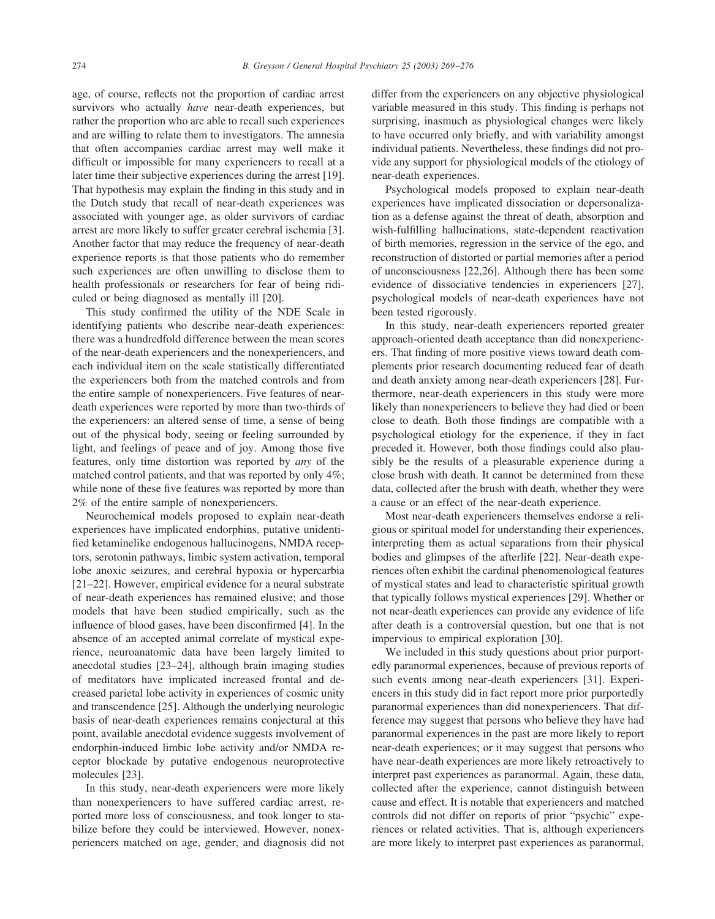age, of course, reflects not the proportion of cardiac arrest survivors who actually *have* near-death experiences, but rather the proportion who are able to recall such experiences and are willing to relate them to investigators. The amnesia that often accompanies cardiac arrest may well make it difficult or impossible for many experiencers to recall at a later time their subjective experiences during the arrest [19]. That hypothesis may explain the finding in this study and in the Dutch study that recall of near-death experiences was associated with younger age, as older survivors of cardiac arrest are more likely to suffer greater cerebral ischemia [3]. Another factor that may reduce the frequency of near-death experience reports is that those patients who do remember such experiences are often unwilling to disclose them to health professionals or researchers for fear of being ridiculed or being diagnosed as mentally ill [20].

This study confirmed the utility of the NDE Scale in identifying patients who describe near-death experiences: there was a hundredfold difference between the mean scores of the near-death experiencers and the nonexperiencers, and each individual item on the scale statistically differentiated the experiencers both from the matched controls and from the entire sample of nonexperiencers. Five features of near-death experiences were reported by more than two-thirds of the experiencers: an altered sense of time, a sense of being out of the physical body, seeing or feeling surrounded by light, and feelings of peace and of joy. Among those five features, only time distortion was reported by *any* of the matched control patients, and that was reported by only 4%; while none of these five features was reported by more than 2% of the entire sample of nonexperiencers.

Neurochemical models proposed to explain near-death experiences have implicated endorphins, putative unidentified ketaminelike endogenous hallucinogens, NMDA receptors, serotonin pathways, limbic system activation, temporal lobe anoxic seizures, and cerebral hypoxia or hypercarbia [21–22]. However, empirical evidence for a neural substrate of near-death experiences has remained elusive; and those models that have been studied empirically, such as the influence of blood gases, have been disconfirmed [4]. In the absence of an accepted animal correlate of mystical experience, neuroanatomic data have been largely limited to anecdotal studies [23–24], although brain imaging studies of meditators have implicated increased frontal and decreased parietal lobe activity in experiences of cosmic unity and transcendence [25]. Although the underlying neurologic basis of near-death experiences remains conjectural at this point, available anecdotal evidence suggests involvement of endorphin-induced limbic lobe activity and/or NMDA receptor blockade by putative endogenous neuroprotective molecules [23].

In this study, near-death experiencers were more likely than nonexperiencers to have suffered cardiac arrest, reported more loss of consciousness, and took longer to stabilize before they could be interviewed. However, nonexperiencers matched on age, gender, and diagnosis did not differ from the experiencers on any objective physiological variable measured in this study. This finding is perhaps not surprising, inasmuch as physiological changes were likely to have occurred only briefly, and with variability amongst individual patients. Nevertheless, these findings did not provide any support for physiological models of the etiology of near-death experiences.

Psychological models proposed to explain near-death experiences have implicated dissociation or depersonalization as a defense against the threat of death, absorption and wish-fulfilling hallucinations, state-dependent reactivation of birth memories, regression in the service of the ego, and reconstruction of distorted or partial memories after a period of unconsciousness [22,26]. Although there has been some evidence of dissociative tendencies in experiencers [27], psychological models of near-death experiences have not been tested rigorously.

In this study, near-death experiencers reported greater approach-oriented death acceptance than did nonexperiencers. That finding of more positive views toward death complements prior research documenting reduced fear of death and death anxiety among near-death experiencers [28]. Furthermore, near-death experiencers in this study were more likely than nonexperiencers to believe they had died or been close to death. Both those findings are compatible with a psychological etiology for the experience, if they in fact preceded it. However, both those findings could also plausibly be the results of a pleasurable experience during a close brush with death. It cannot be determined from these data, collected after the brush with death, whether they were a cause or an effect of the near-death experience.

Most near-death experiencers themselves endorse a religious or spiritual model for understanding their experiences, interpreting them as actual separations from their physical bodies and glimpses of the afterlife [22]. Near-death experiences often exhibit the cardinal phenomenological features of mystical states and lead to characteristic spiritual growth that typically follows mystical experiences [29]. Whether or not near-death experiences can provide any evidence of life after death is a controversial question, but one that is not impervious to empirical exploration [30].

We included in this study questions about prior purportedly paranormal experiences, because of previous reports of such events among near-death experiencers [31]. Experiencers in this study did in fact report more prior purportedly paranormal experiences than did nonexperiencers. That difference may suggest that persons who believe they have had paranormal experiences in the past are more likely to report near-death experiences; or it may suggest that persons who have near-death experiences are more likely retroactively to interpret past experiences as paranormal. Again, these data, collected after the experience, cannot distinguish between cause and effect. It is notable that experiencers and matched controls did not differ on reports of prior "psychic" experiences or related activities. That is, although experiencers are more likely to interpret past experiences as paranormal,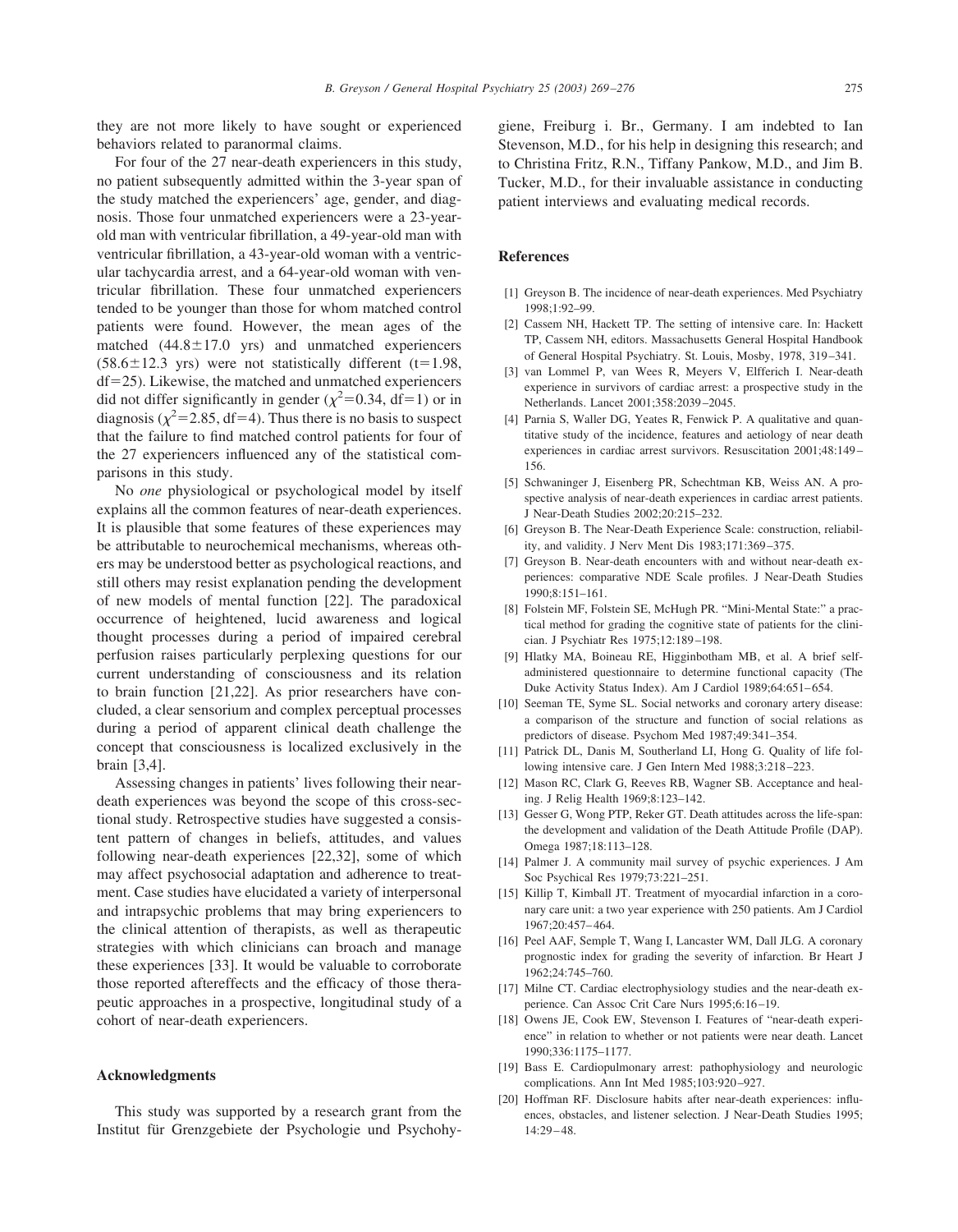they are not more likely to have sought or experienced behaviors related to paranormal claims.

For four of the 27 near-death experiencers in this study, no patient subsequently admitted within the 3-year span of the study matched the experiencers' age, gender, and diagnosis. Those four unmatched experiencers were a 23-year-old man with ventricular fibrillation, a 49-year-old man with ventricular fibrillation, a 43-year-old woman with a ventricular tachycardia arrest, and a 64-year-old woman with ventricular fibrillation. These four unmatched experiencers tended to be younger than those for whom matched control patients were found. However, the mean ages of the matched (44.8±17.0 yrs) and unmatched experiencers (58.6±12.3 yrs) were not statistically different ($t=1.98$, $df=25$). Likewise, the matched and unmatched experiencers did not differ significantly in gender ($\chi^2=0.34$, $df=1$) or in diagnosis ($\chi^2=2.85$, $df=4$). Thus there is no basis to suspect that the failure to find matched control patients for four of the 27 experiencers influenced any of the statistical comparisons in this study.

No *one* physiological or psychological model by itself explains all the common features of near-death experiences. It is plausible that some features of these experiences may be attributable to neurochemical mechanisms, whereas others may be understood better as psychological reactions, and still others may resist explanation pending the development of new models of mental function [22]. The paradoxical occurrence of heightened, lucid awareness and logical thought processes during a period of impaired cerebral perfusion raises particularly perplexing questions for our current understanding of consciousness and its relation to brain function [21,22]. As prior researchers have concluded, a clear sensorium and complex perceptual processes during a period of apparent clinical death challenge the concept that consciousness is localized exclusively in the brain [3,4].

Assessing changes in patients' lives following their near-death experiences was beyond the scope of this cross-sectional study. Retrospective studies have suggested a consistent pattern of changes in beliefs, attitudes, and values following near-death experiences [22,32], some of which may affect psychosocial adaptation and adherence to treatment. Case studies have elucidated a variety of interpersonal and intrapsychic problems that may bring experiencers to the clinical attention of therapists, as well as therapeutic strategies with which clinicians can broach and manage these experiences [33]. It would be valuable to corroborate those reported aftereffects and the efficacy of those therapeutic approaches in a prospective, longitudinal study of a cohort of near-death experiencers.

## Acknowledgments

This study was supported by a research grant from the Institut für Grenzgebiete der Psychologie und Psychohygiene, Freiburg i. Br., Germany. I am indebted to Ian Stevenson, M.D., for his help in designing this research; and to Christina Fritz, R.N., Tiffany Pankow, M.D., and Jim B. Tucker, M.D., for their invaluable assistance in conducting patient interviews and evaluating medical records.

## References

[1] Greyson B. The incidence of near-death experiences. Med Psychiatry 1998;1:92–99.

[2] Cassem NH, Hackett TP. The setting of intensive care. In: Hackett TP, Cassem NH, editors. Massachusetts General Hospital Handbook of General Hospital Psychiatry. St. Louis, Mosby, 1978, 319–341.

[3] van Lommel P, van Wees R, Meyers V, Elfferich I. Near-death experience in survivors of cardiac arrest: a prospective study in the Netherlands. Lancet 2001;358:2039–2045.

[4] Parnia S, Waller DG, Yeates R, Fenwick P. A qualitative and quantitative study of the incidence, features and aetiology of near death experiences in cardiac arrest survivors. Resuscitation 2001;48:149–156.

[5] Schwaninger J, Eisenberg PR, Schechtman KB, Weiss AN. A prospective analysis of near-death experiences in cardiac arrest patients. J Near-Death Studies 2002;20:215–232.

[6] Greyson B. The Near-Death Experience Scale: construction, reliability, and validity. J Nerv Ment Dis 1983;171:369–375.

[7] Greyson B. Near-death encounters with and without near-death experiences: comparative NDE Scale profiles. J Near-Death Studies 1990;8:151–161.

[8] Folstein MF, Folstein SE, McHugh PR. "Mini-Mental State:" a practical method for grading the cognitive state of patients for the clinician. J Psychiatr Res 1975;12:189–198.

[9] Hlatky MA, Boineau RE, Higginbotham MB, et al. A brief self-administered questionnaire to determine functional capacity (The Duke Activity Status Index). Am J Cardiol 1989;64:651–654.

[10] Seeman TE, Syme SL. Social networks and coronary artery disease: a comparison of the structure and function of social relations as predictors of disease. Psychom Med 1987;49:341–354.

[11] Patrick DL, Danis M, Southerland LI, Hong G. Quality of life following intensive care. J Gen Intern Med 1988;3:218–223.

[12] Mason RC, Clark G, Reeves RB, Wagner SB. Acceptance and healing. J Relig Health 1969;8:123–142.

[13] Gesser G, Wong PTP, Reker GT. Death attitudes across the life-span: the development and validation of the Death Attitude Profile (DAP). Omega 1987;18:113–128.

[14] Palmer J. A community mail survey of psychic experiences. J Am Soc Psychical Res 1979;73:221–251.

[15] Killip T, Kimball JT. Treatment of myocardial infarction in a coronary care unit: a two year experience with 250 patients. Am J Cardiol 1967;20:457–464.

[16] Peel AAF, Semple T, Wang I, Lancaster WM, Dall JLG. A coronary prognostic index for grading the severity of infarction. Br Heart J 1962;24:745–760.

[17] Milne CT. Cardiac electrophysiology studies and the near-death experience. Can Assoc Crit Care Nurs 1995;6:16–19.

[18] Owens JE, Cook EW, Stevenson I. Features of "near-death experience" in relation to whether or not patients were near death. Lancet 1990;336:1175–1177.

[19] Bass E. Cardiopulmonary arrest: pathophysiology and neurologic complications. Ann Int Med 1985;103:920–927.

[20] Hoffman RF. Disclosure habits after near-death experiences: influences, obstacles, and listener selection. J Near-Death Studies 1995; 14:29–48.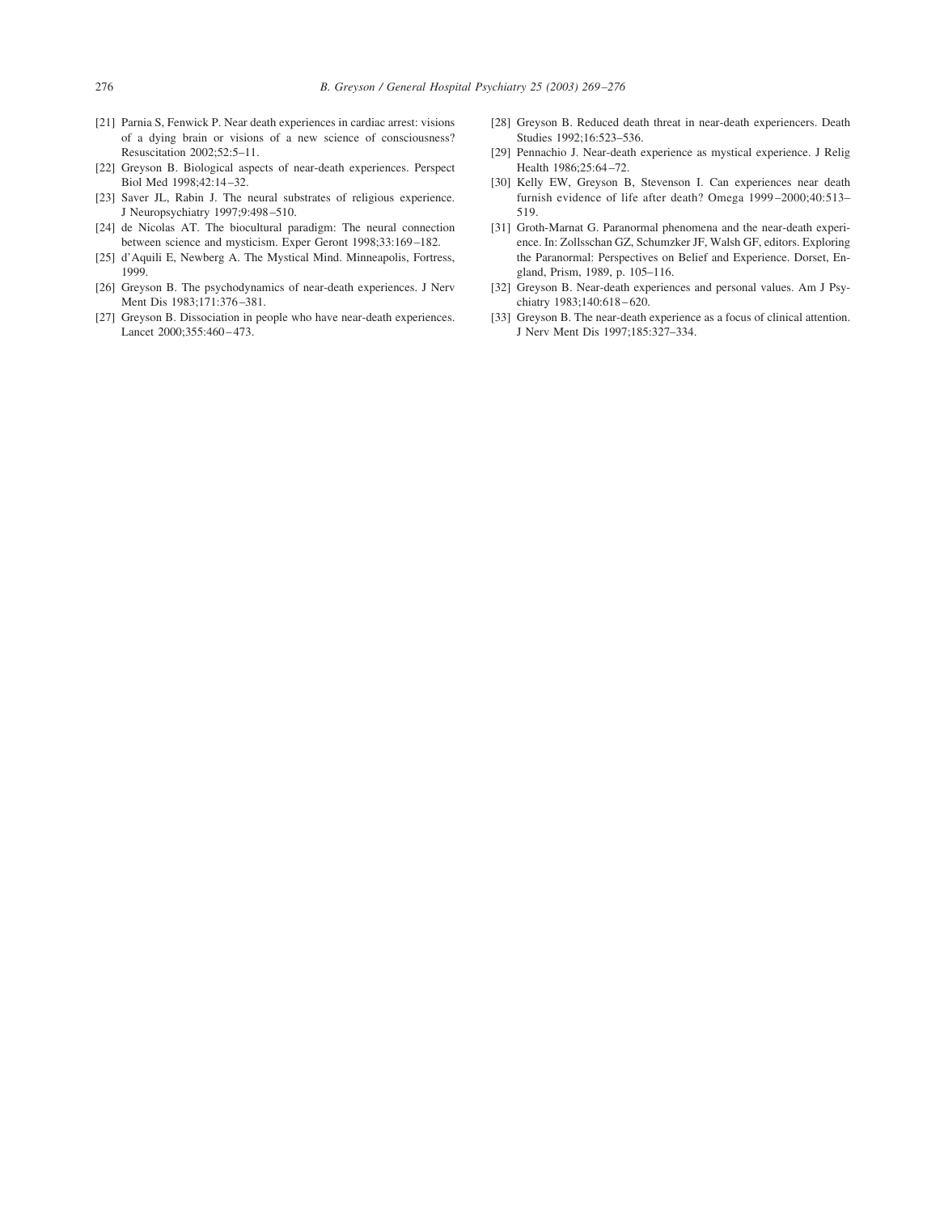[21] Parnia S, Fenwick P. Near death experiences in cardiac arrest: visions of a dying brain or visions of a new science of consciousness? Resuscitation 2002;52:5–11.

[22] Greyson B. Biological aspects of near-death experiences. Perspect Biol Med 1998;42:14–32.

[23] Saver JL, Rabin J. The neural substrates of religious experience. J Neuropsychiatry 1997;9:498–510.

[24] de Nicolas AT. The biocultural paradigm: The neural connection between science and mysticism. Exper Geront 1998;33:169–182.

[25] d'Aquili E, Newberg A. The Mystical Mind. Minneapolis, Fortress, 1999.

[26] Greyson B. The psychodynamics of near-death experiences. J Nerv Ment Dis 1983;171:376–381.

[27] Greyson B. Dissociation in people who have near-death experiences. Lancet 2000;355:460–473.

[28] Greyson B. Reduced death threat in near-death experiencers. Death Studies 1992;16:523–536.

[29] Pennachio J. Near-death experience as mystical experience. J Relig Health 1986;25:64–72.

[30] Kelly EW, Greyson B, Stevenson I. Can experiences near death furnish evidence of life after death? Omega 1999–2000;40:513–519.

[31] Groth-Marnat G. Paranormal phenomena and the near-death experience. In: Zollsschan GZ, Schumzker JF, Walsh GF, editors. Exploring the Paranormal: Perspectives on Belief and Experience. Dorset, England, Prism, 1989, p. 105–116.

[32] Greyson B. Near-death experiences and personal values. Am J Psychiatry 1983;140:618–620.

[33] Greyson B. The near-death experience as a focus of clinical attention. J Nerv Ment Dis 1997;185:327–334.